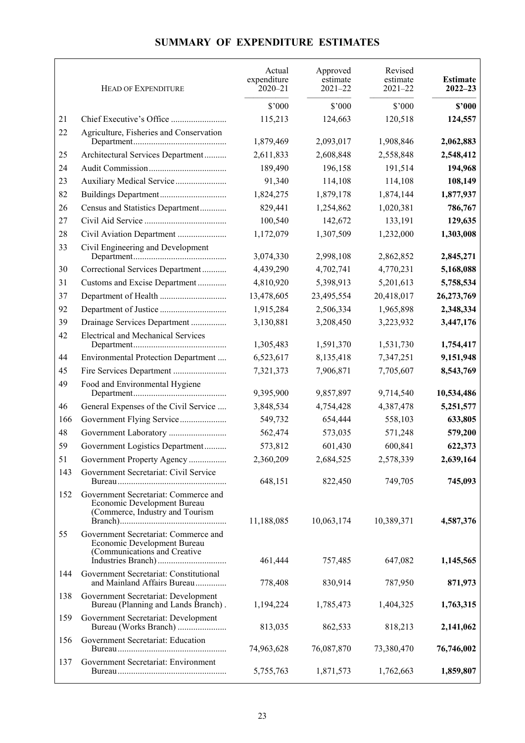# SUMMARY OF EXPENDITURE ESTIMATES

| | Head of Expenditure | Actual expenditure 2020–21 | Approved estimate 2021–22 | Revised estimate 2021–22 | **Estimate 2022–23** |
|---|---|---|---|---|---|
| | | $'000 | $'000 | $'000 | **$'000** |
| 21 | Chief Executive's Office | 115,213 | 124,663 | 120,518 | **124,557** |
| 22 | Agriculture, Fisheries and Conservation Department | 1,879,469 | 2,093,017 | 1,908,846 | **2,062,883** |
| 25 | Architectural Services Department | 2,611,833 | 2,608,848 | 2,558,848 | **2,548,412** |
| 24 | Audit Commission | 189,490 | 196,158 | 191,514 | **194,968** |
| 23 | Auxiliary Medical Service | 91,340 | 114,108 | 114,108 | **108,149** |
| 82 | Buildings Department | 1,824,275 | 1,879,178 | 1,874,144 | **1,877,937** |
| 26 | Census and Statistics Department | 829,441 | 1,254,862 | 1,020,381 | **786,767** |
| 27 | Civil Aid Service | 100,540 | 142,672 | 133,191 | **129,635** |
| 28 | Civil Aviation Department | 1,172,079 | 1,307,509 | 1,232,000 | **1,303,008** |
| 33 | Civil Engineering and Development Department | 3,074,330 | 2,998,108 | 2,862,852 | **2,845,271** |
| 30 | Correctional Services Department | 4,439,290 | 4,702,741 | 4,770,231 | **5,168,088** |
| 31 | Customs and Excise Department | 4,810,920 | 5,398,913 | 5,201,613 | **5,758,534** |
| 37 | Department of Health | 13,478,605 | 23,495,554 | 20,418,017 | **26,273,769** |
| 92 | Department of Justice | 1,915,284 | 2,506,334 | 1,965,898 | **2,348,334** |
| 39 | Drainage Services Department | 3,130,881 | 3,208,450 | 3,223,932 | **3,447,176** |
| 42 | Electrical and Mechanical Services Department | 1,305,483 | 1,591,370 | 1,531,730 | **1,754,417** |
| 44 | Environmental Protection Department | 6,523,617 | 8,135,418 | 7,347,251 | **9,151,948** |
| 45 | Fire Services Department | 7,321,373 | 7,906,871 | 7,705,607 | **8,543,769** |
| 49 | Food and Environmental Hygiene Department | 9,395,900 | 9,857,897 | 9,714,540 | **10,534,486** |
| 46 | General Expenses of the Civil Service | 3,848,534 | 4,754,428 | 4,387,478 | **5,251,577** |
| 166 | Government Flying Service | 549,732 | 654,444 | 558,103 | **633,805** |
| 48 | Government Laboratory | 562,474 | 573,035 | 571,248 | **579,200** |
| 59 | Government Logistics Department | 573,812 | 601,430 | 600,841 | **622,373** |
| 51 | Government Property Agency | 2,360,209 | 2,684,525 | 2,578,339 | **2,639,164** |
| 143 | Government Secretariat: Civil Service Bureau | 648,151 | 822,450 | 749,705 | **745,093** |
| 152 | Government Secretariat: Commerce and Economic Development Bureau (Commerce, Industry and Tourism Branch) | 11,188,085 | 10,063,174 | 10,389,371 | **4,587,376** |
| 55 | Government Secretariat: Commerce and Economic Development Bureau (Communications and Creative Industries Branch) | 461,444 | 757,485 | 647,082 | **1,145,565** |
| 144 | Government Secretariat: Constitutional and Mainland Affairs Bureau | 778,408 | 830,914 | 787,950 | **871,973** |
| 138 | Government Secretariat: Development Bureau (Planning and Lands Branch) | 1,194,224 | 1,785,473 | 1,404,325 | **1,763,315** |
| 159 | Government Secretariat: Development Bureau (Works Branch) | 813,035 | 862,533 | 818,213 | **2,141,062** |
| 156 | Government Secretariat: Education Bureau | 74,963,628 | 76,087,870 | 73,380,470 | **76,746,002** |
| 137 | Government Secretariat: Environment Bureau | 5,755,763 | 1,871,573 | 1,762,663 | **1,859,807** |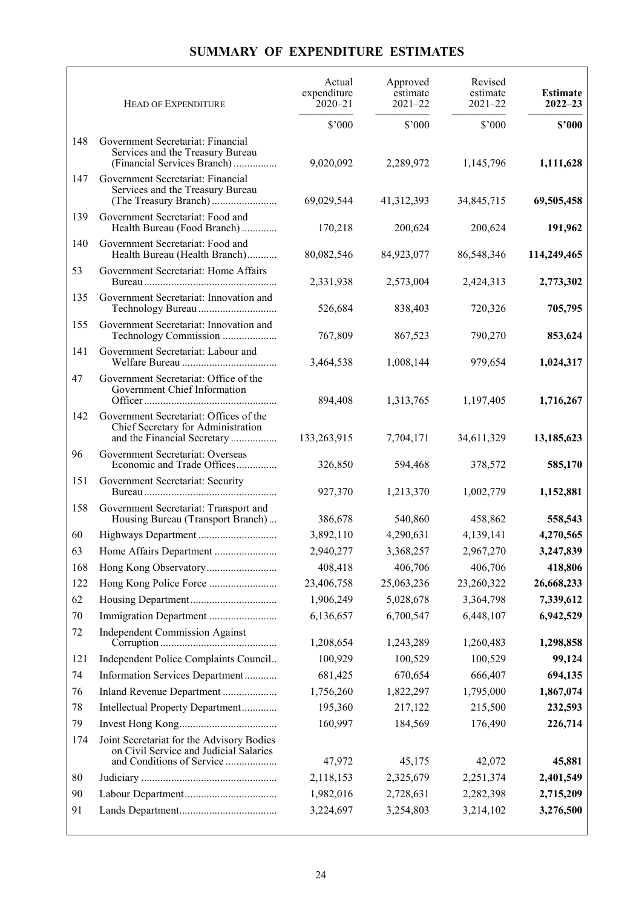# SUMMARY OF EXPENDITURE ESTIMATES

| | HEAD OF EXPENDITURE | Actual expenditure 2020–21 | Approved estimate 2021–22 | Revised estimate 2021–22 | **Estimate 2022–23** |
|---|---|---|---|---|---|
| | | $'000 | $'000 | $'000 | **$'000** |
| 148 | Government Secretariat: Financial Services and the Treasury Bureau (Financial Services Branch) | 9,020,092 | 2,289,972 | 1,145,796 | **1,111,628** |
| 147 | Government Secretariat: Financial Services and the Treasury Bureau (The Treasury Branch) | 69,029,544 | 41,312,393 | 34,845,715 | **69,505,458** |
| 139 | Government Secretariat: Food and Health Bureau (Food Branch) | 170,218 | 200,624 | 200,624 | **191,962** |
| 140 | Government Secretariat: Food and Health Bureau (Health Branch) | 80,082,546 | 84,923,077 | 86,548,346 | **114,249,465** |
| 53 | Government Secretariat: Home Affairs Bureau | 2,331,938 | 2,573,004 | 2,424,313 | **2,773,302** |
| 135 | Government Secretariat: Innovation and Technology Bureau | 526,684 | 838,403 | 720,326 | **705,795** |
| 155 | Government Secretariat: Innovation and Technology Commission | 767,809 | 867,523 | 790,270 | **853,624** |
| 141 | Government Secretariat: Labour and Welfare Bureau | 3,464,538 | 1,008,144 | 979,654 | **1,024,317** |
| 47 | Government Secretariat: Office of the Government Chief Information Officer | 894,408 | 1,313,765 | 1,197,405 | **1,716,267** |
| 142 | Government Secretariat: Offices of the Chief Secretary for Administration and the Financial Secretary | 133,263,915 | 7,704,171 | 34,611,329 | **13,185,623** |
| 96 | Government Secretariat: Overseas Economic and Trade Offices | 326,850 | 594,468 | 378,572 | **585,170** |
| 151 | Government Secretariat: Security Bureau | 927,370 | 1,213,370 | 1,002,779 | **1,152,881** |
| 158 | Government Secretariat: Transport and Housing Bureau (Transport Branch) | 386,678 | 540,860 | 458,862 | **558,543** |
| 60 | Highways Department | 3,892,110 | 4,290,631 | 4,139,141 | **4,270,565** |
| 63 | Home Affairs Department | 2,940,277 | 3,368,257 | 2,967,270 | **3,247,839** |
| 168 | Hong Kong Observatory | 408,418 | 406,706 | 406,706 | **418,806** |
| 122 | Hong Kong Police Force | 23,406,758 | 25,063,236 | 23,260,322 | **26,668,233** |
| 62 | Housing Department | 1,906,249 | 5,028,678 | 3,364,798 | **7,339,612** |
| 70 | Immigration Department | 6,136,657 | 6,700,547 | 6,448,107 | **6,942,529** |
| 72 | Independent Commission Against Corruption | 1,208,654 | 1,243,289 | 1,260,483 | **1,298,858** |
| 121 | Independent Police Complaints Council | 100,929 | 100,529 | 100,529 | **99,124** |
| 74 | Information Services Department | 681,425 | 670,654 | 666,407 | **694,135** |
| 76 | Inland Revenue Department | 1,756,260 | 1,822,297 | 1,795,000 | **1,867,074** |
| 78 | Intellectual Property Department | 195,360 | 217,122 | 215,500 | **232,593** |
| 79 | Invest Hong Kong | 160,997 | 184,569 | 176,490 | **226,714** |
| 174 | Joint Secretariat for the Advisory Bodies on Civil Service and Judicial Salaries and Conditions of Service | 47,972 | 45,175 | 42,072 | **45,881** |
| 80 | Judiciary | 2,118,153 | 2,325,679 | 2,251,374 | **2,401,549** |
| 90 | Labour Department | 1,982,016 | 2,728,631 | 2,282,398 | **2,715,209** |
| 91 | Lands Department | 3,224,697 | 3,254,803 | 3,214,102 | **3,276,500** |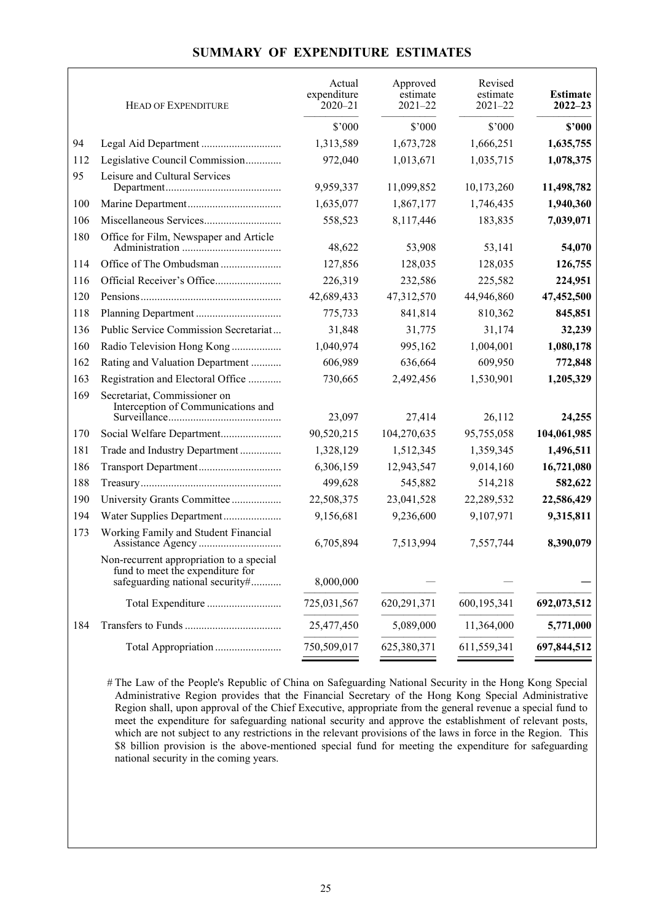## SUMMARY OF EXPENDITURE ESTIMATES

| | Head of Expenditure | Actual expenditure 2020–21 | Approved estimate 2021–22 | Revised estimate 2021–22 | **Estimate 2022–23** |
|---|---|---|---|---|---|
| | | $'000 | $'000 | $'000 | **$'000** |
| 94 | Legal Aid Department | 1,313,589 | 1,673,728 | 1,666,251 | **1,635,755** |
| 112 | Legislative Council Commission | 972,040 | 1,013,671 | 1,035,715 | **1,078,375** |
| 95 | Leisure and Cultural Services Department | 9,959,337 | 11,099,852 | 10,173,260 | **11,498,782** |
| 100 | Marine Department | 1,635,077 | 1,867,177 | 1,746,435 | **1,940,360** |
| 106 | Miscellaneous Services | 558,523 | 8,117,446 | 183,835 | **7,039,071** |
| 180 | Office for Film, Newspaper and Article Administration | 48,622 | 53,908 | 53,141 | **54,070** |
| 114 | Office of The Ombudsman | 127,856 | 128,035 | 128,035 | **126,755** |
| 116 | Official Receiver's Office | 226,319 | 232,586 | 225,582 | **224,951** |
| 120 | Pensions | 42,689,433 | 47,312,570 | 44,946,860 | **47,452,500** |
| 118 | Planning Department | 775,733 | 841,814 | 810,362 | **845,851** |
| 136 | Public Service Commission Secretariat | 31,848 | 31,775 | 31,174 | **32,239** |
| 160 | Radio Television Hong Kong | 1,040,974 | 995,162 | 1,004,001 | **1,080,178** |
| 162 | Rating and Valuation Department | 606,989 | 636,664 | 609,950 | **772,848** |
| 163 | Registration and Electoral Office | 730,665 | 2,492,456 | 1,530,901 | **1,205,329** |
| 169 | Secretariat, Commissioner on Interception of Communications and Surveillance | 23,097 | 27,414 | 26,112 | **24,255** |
| 170 | Social Welfare Department | 90,520,215 | 104,270,635 | 95,755,058 | **104,061,985** |
| 181 | Trade and Industry Department | 1,328,129 | 1,512,345 | 1,359,345 | **1,496,511** |
| 186 | Transport Department | 6,306,159 | 12,943,547 | 9,014,160 | **16,721,080** |
| 188 | Treasury | 499,628 | 545,882 | 514,218 | **582,622** |
| 190 | University Grants Committee | 22,508,375 | 23,041,528 | 22,289,532 | **22,586,429** |
| 194 | Water Supplies Department | 9,156,681 | 9,236,600 | 9,107,971 | **9,315,811** |
| 173 | Working Family and Student Financial Assistance Agency | 6,705,894 | 7,513,994 | 7,557,744 | **8,390,079** |
| | Non-recurrent appropriation to a special fund to meet the expenditure for safeguarding national security# | 8,000,000 | — | — | **—** |
| | Total Expenditure | 725,031,567 | 620,291,371 | 600,195,341 | **692,073,512** |
| 184 | Transfers to Funds | 25,477,450 | 5,089,000 | 11,364,000 | **5,771,000** |
| | Total Appropriation | 750,509,017 | 625,380,371 | 611,559,341 | **697,844,512** |

# The Law of the People's Republic of China on Safeguarding National Security in the Hong Kong Special Administrative Region provides that the Financial Secretary of the Hong Kong Special Administrative Region shall, upon approval of the Chief Executive, appropriate from the general revenue a special fund to meet the expenditure for safeguarding national security and approve the establishment of relevant posts, which are not subject to any restrictions in the relevant provisions of the laws in force in the Region. This $8 billion provision is the above-mentioned special fund for meeting the expenditure for safeguarding national security in the coming years.